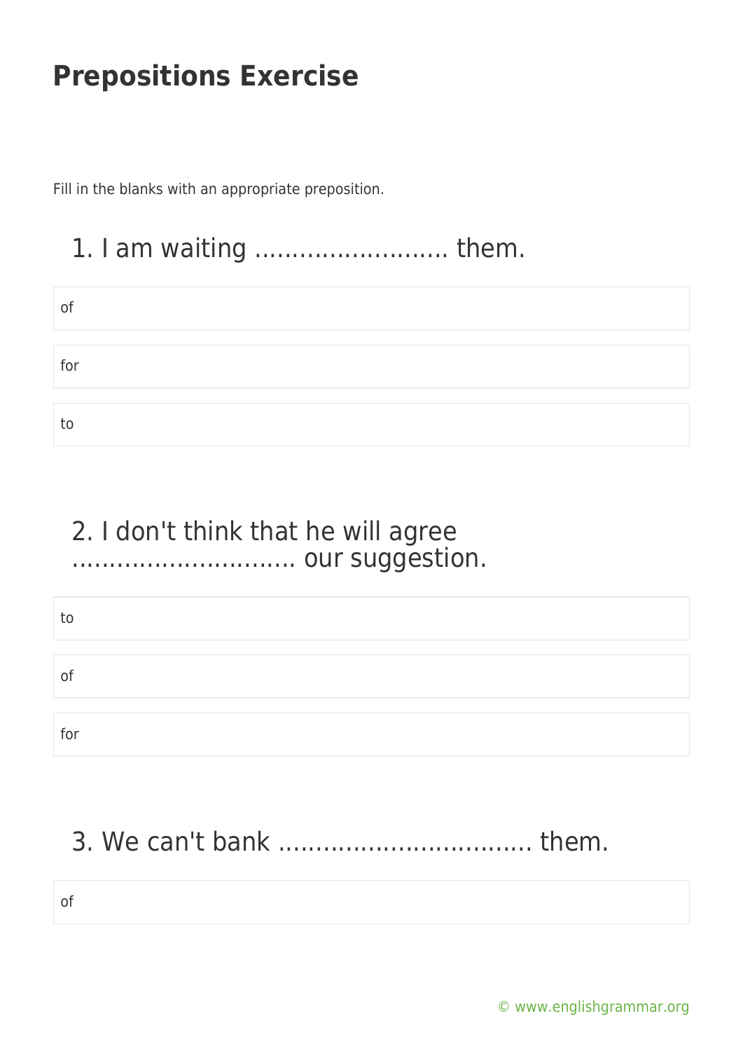# Prepositions Exercise

Fill in the blanks with an appropriate preposition.

## 1. I am waiting .......................... them.

of

for

to

## 2. I don't think that he will agree .............................. our suggestion.

to

of

for

## 3. We can't bank .................................. them.

of

© www.englishgrammar.org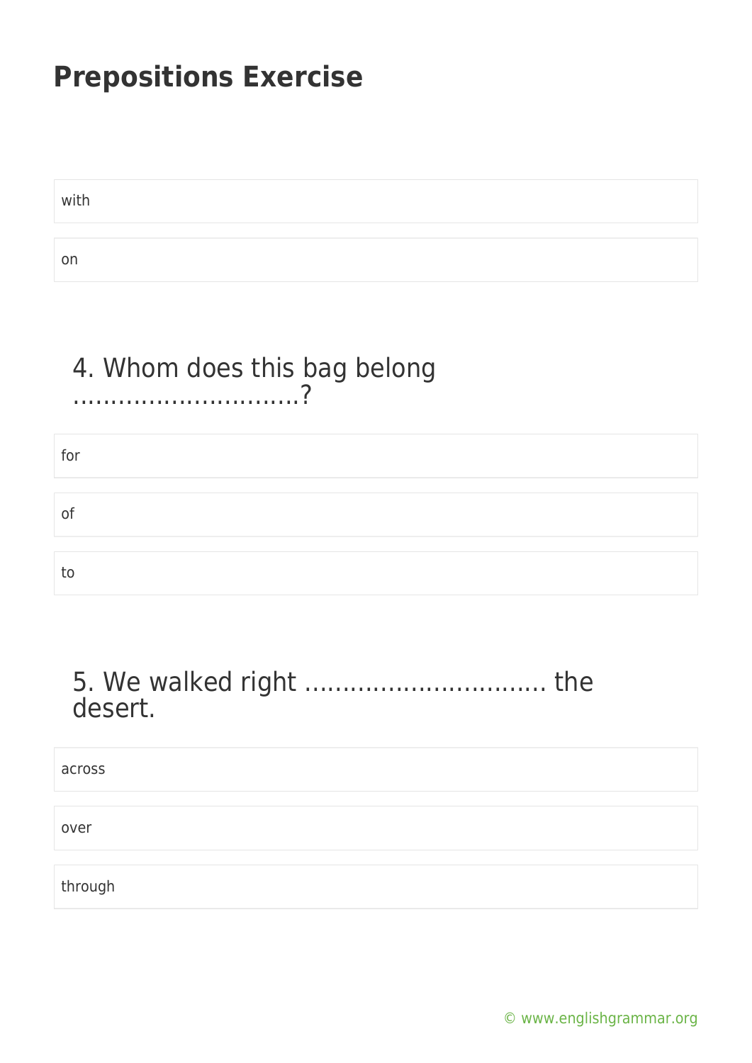# Prepositions Exercise

with

on

4. Whom does this bag belong ..............................?

for

of

to

5. We walked right ................................ the desert.

across

over

through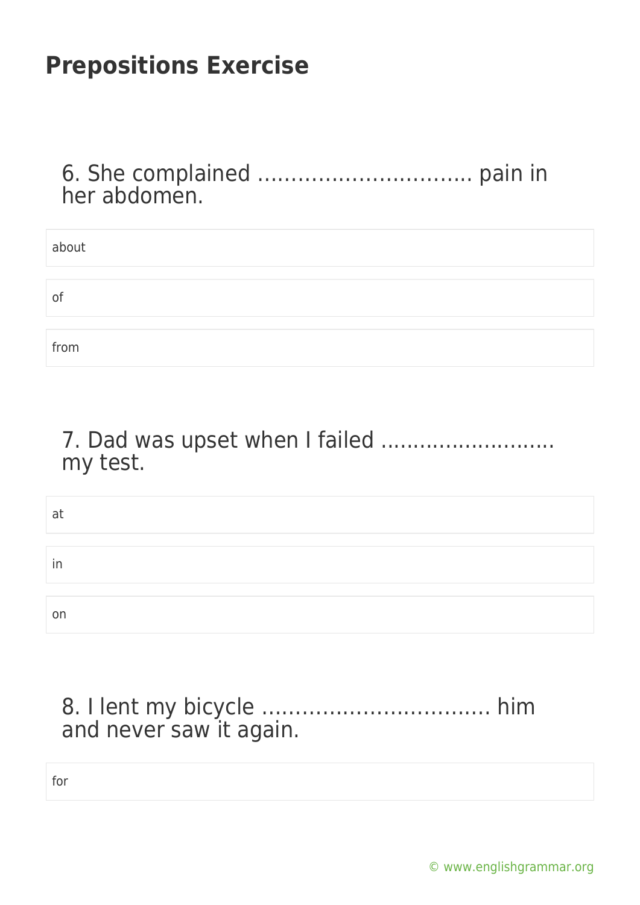# Prepositions Exercise

6. She complained ................................ pain in her abdomen.

- about
- of
- from

7. Dad was upset when I failed ........................... my test.

- at
- in
- on

8. I lent my bicycle .................................. him and never saw it again.

- for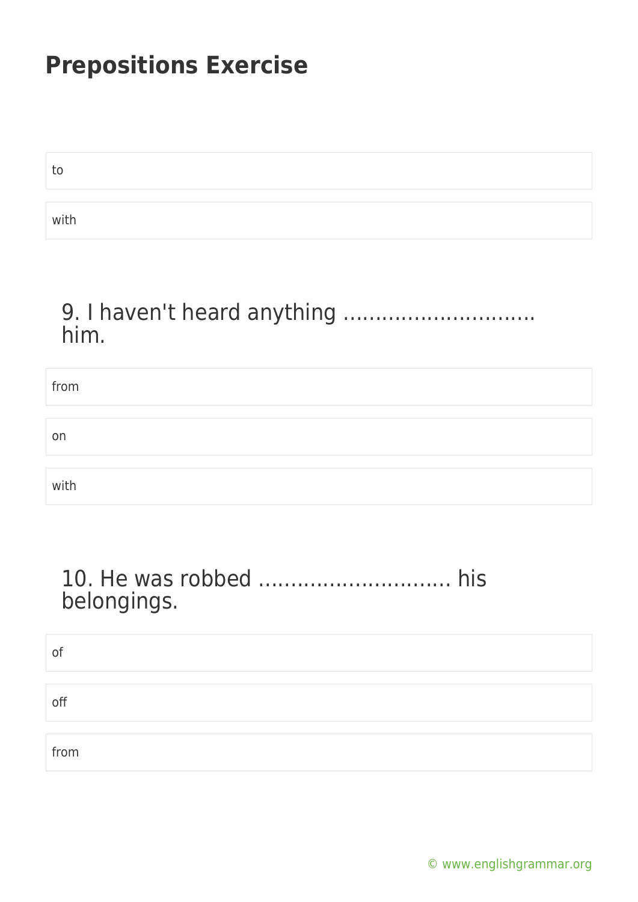# Prepositions Exercise

to

with

## 9. I haven't heard anything ............................. him.

from

on

with

## 10. He was robbed ............................. his belongings.

of

off

from

© www.englishgrammar.org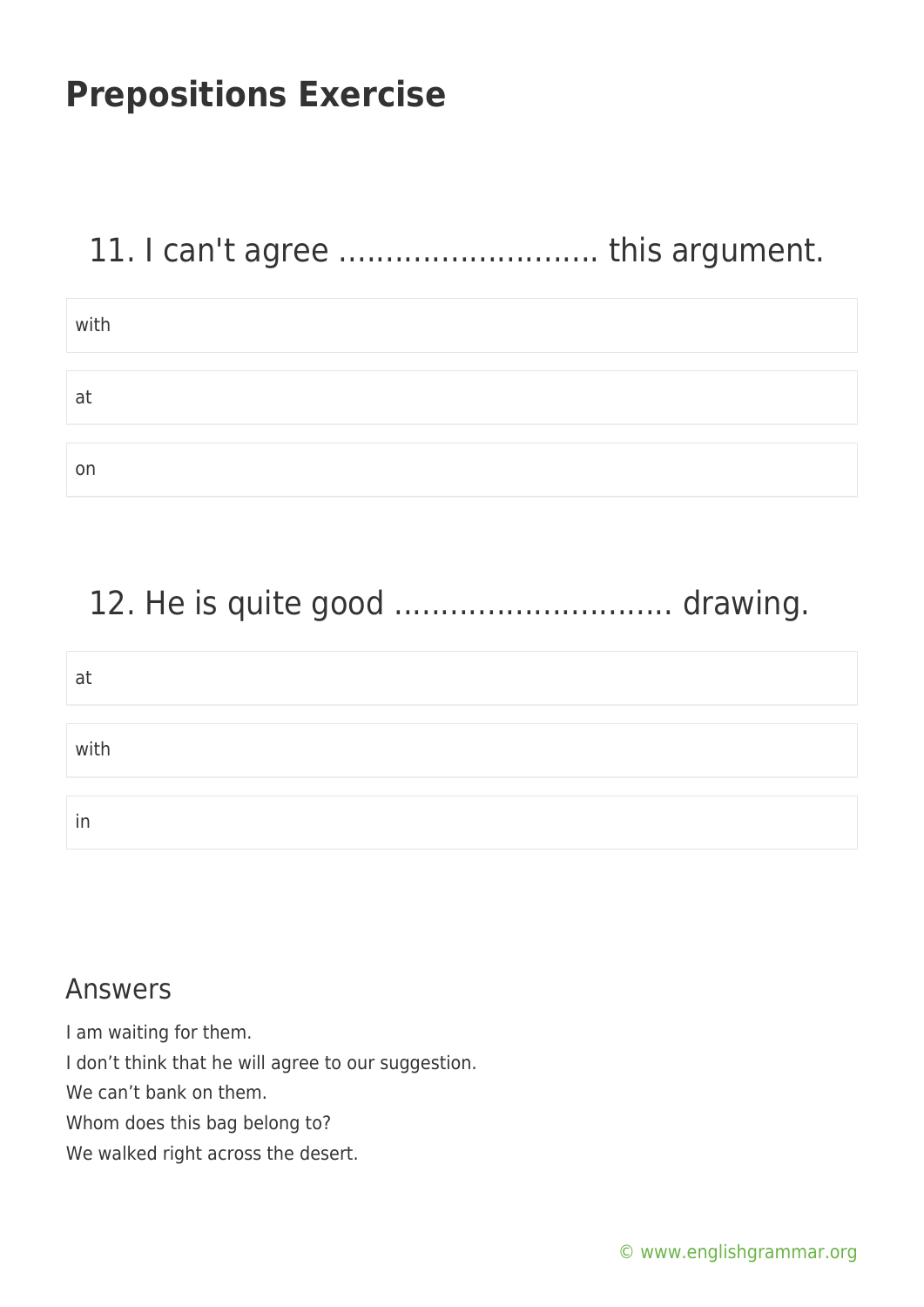# Prepositions Exercise

## 11. I can't agree ……………………… this argument.

- with
- at
- on

## 12. He is quite good ……………………….. drawing.

- at
- with
- in

## Answers

I am waiting for them.
I don't think that he will agree to our suggestion.
We can't bank on them.
Whom does this bag belong to?
We walked right across the desert.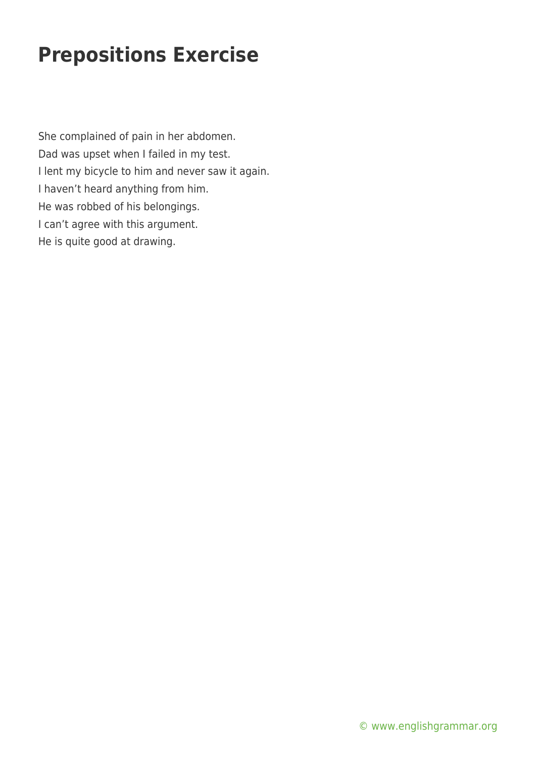# Prepositions Exercise

She complained of pain in her abdomen.
Dad was upset when I failed in my test.
I lent my bicycle to him and never saw it again.
I haven't heard anything from him.
He was robbed of his belongings.
I can't agree with this argument.
He is quite good at drawing.